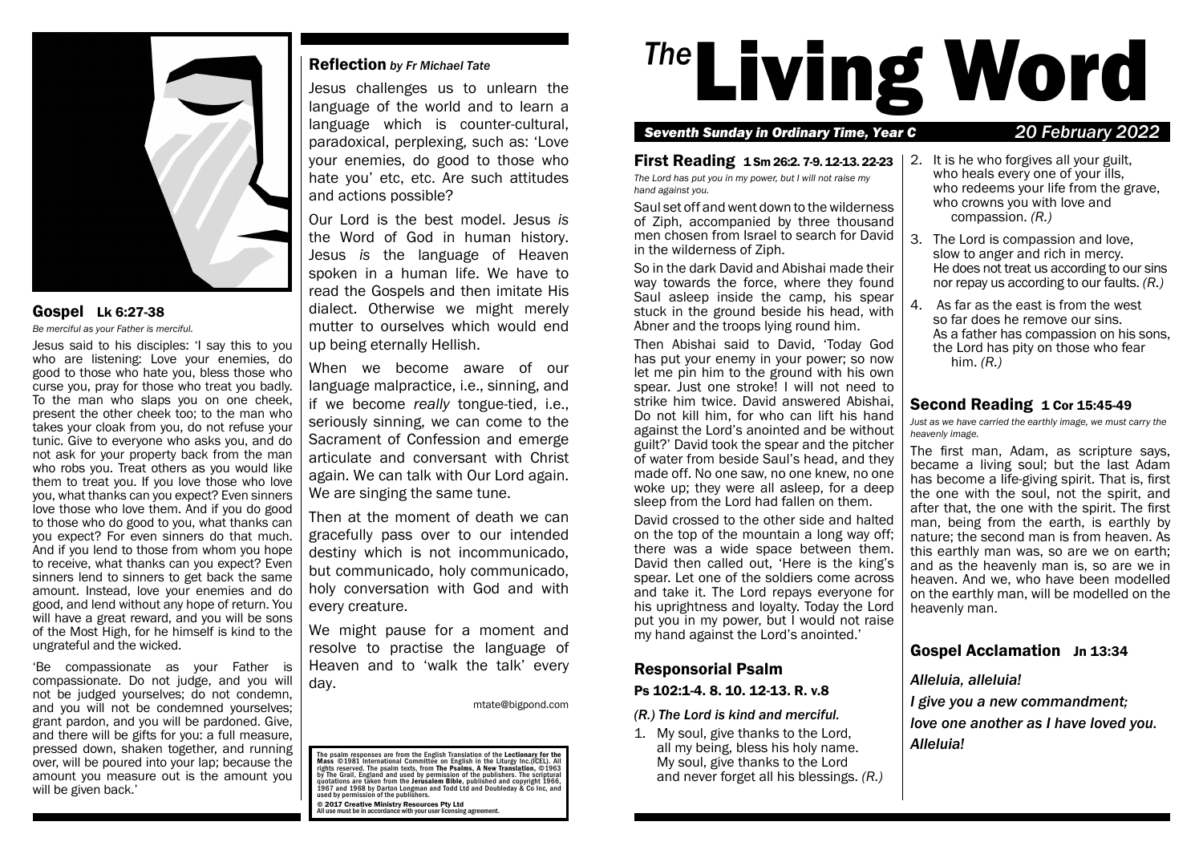## Gospel Lk 6:27-38

*Be merciful as your Father is merciful.*

Jesus said to his disciples: 'I say this to you who are listening: Love your enemies, do good to those who hate you, bless those who curse you, pray for those who treat you badly. To the man who slaps you on one cheek, present the other cheek too; to the man who takes your cloak from you, do not refuse your tunic. Give to everyone who asks you, and do not ask for your property back from the man who robs you. Treat others as you would like them to treat you. If you love those who love you, what thanks can you expect? Even sinners love those who love them. And if you do good to those who do good to you, what thanks can you expect? For even sinners do that much. And if you lend to those from whom you hope to receive, what thanks can you expect? Even sinners lend to sinners to get back the same amount. Instead, love your enemies and do good, and lend without any hope of return. You will have a great reward, and you will be sons of the Most High, for he himself is kind to the ungrateful and the wicked.

'Be compassionate as your Father is compassionate. Do not judge, and you will not be judged yourselves; do not condemn, and you will not be condemned yourselves; grant pardon, and you will be pardoned. Give, and there will be gifts for you: a full measure, pressed down, shaken together, and running over, will be poured into your lap; because the amount you measure out is the amount you will be given back.'

## Reflection *by Fr Michael Tate*

Jesus challenges us to unlearn the language of the world and to learn a language which is counter-cultural, paradoxical, perplexing, such as: 'Love your enemies, do good to those who hate you' etc, etc. Are such attitudes and actions possible?

Our Lord is the best model. Jesus *is* the Word of God in human history. Jesus *is* the language of Heaven spoken in a human life. We have to read the Gospels and then imitate His dialect. Otherwise we might merely mutter to ourselves which would end up being eternally Hellish.

When we become aware of our language malpractice, i.e., sinning, and if we become *really* tongue-tied, i.e., seriously sinning, we can come to the Sacrament of Confession and emerge articulate and conversant with Christ again. We can talk with Our Lord again. We are singing the same tune.

Then at the moment of death we can gracefully pass over to our intended destiny which is not incommunicado, but communicado, holy communicado, holy conversation with God and with every creature.

We might pause for a moment and resolve to practise the language of Heaven and to 'walk the talk' every day.

mtate@bigpond.com

The psalm responses are from the English Translation of the **Lectionary for the Mass** ©1981 International Committee on English in the Liturgy Inc.(ICEL). All rights reserved. The psalm texts, from **The Psalms, A New Translation**, ©1963 by The Grail, England and used by permission of the publishers. The scriptural quotations are taken from the **Jerusalem Bible**, published and copyright 1966, 1967 and 1968 by Darton Longman and Todd Ltd and Doubleday & Co Inc, and used by permission of the publishers.

**© 2017 Creative Ministry Resources Pty Ltd**
All use must be in accordance with your user licensing agreement.

# *The* Living Word

***Seventh Sunday in Ordinary Time, Year C*** *20 February 2022*

## First Reading 1 Sm 26:2. 7-9. 12-13. 22-23

*The Lord has put you in my power, but I will not raise my hand against you.*

Saul set off and went down to the wilderness of Ziph, accompanied by three thousand men chosen from Israel to search for David in the wilderness of Ziph.

So in the dark David and Abishai made their way towards the force, where they found Saul asleep inside the camp, his spear stuck in the ground beside his head, with Abner and the troops lying round him.

Then Abishai said to David, 'Today God has put your enemy in your power; so now let me pin him to the ground with his own spear. Just one stroke! I will not need to strike him twice. David answered Abishai, Do not kill him, for who can lift his hand against the Lord's anointed and be without guilt?' David took the spear and the pitcher of water from beside Saul's head, and they made off. No one saw, no one knew, no one woke up; they were all asleep, for a deep sleep from the Lord had fallen on them.

David crossed to the other side and halted on the top of the mountain a long way off; there was a wide space between them. David then called out, 'Here is the king's spear. Let one of the soldiers come across and take it. The Lord repays everyone for his uprightness and loyalty. Today the Lord put you in my power, but I would not raise my hand against the Lord's anointed.'

## Responsorial Psalm

### Ps 102:1-4. 8. 10. 12-13. R. v.8

*(R.) The Lord is kind and merciful.*

1. My soul, give thanks to the Lord,
   all my being, bless his holy name.
   My soul, give thanks to the Lord
   and never forget all his blessings. *(R.)*
2. It is he who forgives all your guilt,
   who heals every one of your ills,
   who redeems your life from the grave,
   who crowns you with love and
   compassion. *(R.)*
3. The Lord is compassion and love,
   slow to anger and rich in mercy.
   He does not treat us according to our sins
   nor repay us according to our faults. *(R.)*
4. As far as the east is from the west
   so far does he remove our sins.
   As a father has compassion on his sons,
   the Lord has pity on those who fear
   him. *(R.)*

## Second Reading 1 Cor 15:45-49

*Just as we have carried the earthly image, we must carry the heavenly image.*

The first man, Adam, as scripture says, became a living soul; but the last Adam has become a life-giving spirit. That is, first the one with the soul, not the spirit, and after that, the one with the spirit. The first man, being from the earth, is earthly by nature; the second man is from heaven. As this earthly man was, so are we on earth; and as the heavenly man is, so are we in heaven. And we, who have been modelled on the earthly man, will be modelled on the heavenly man.

## Gospel Acclamation Jn 13:34

*Alleluia, alleluia!*

*I give you a new commandment;*

*love one another as I have loved you.*

*Alleluia!*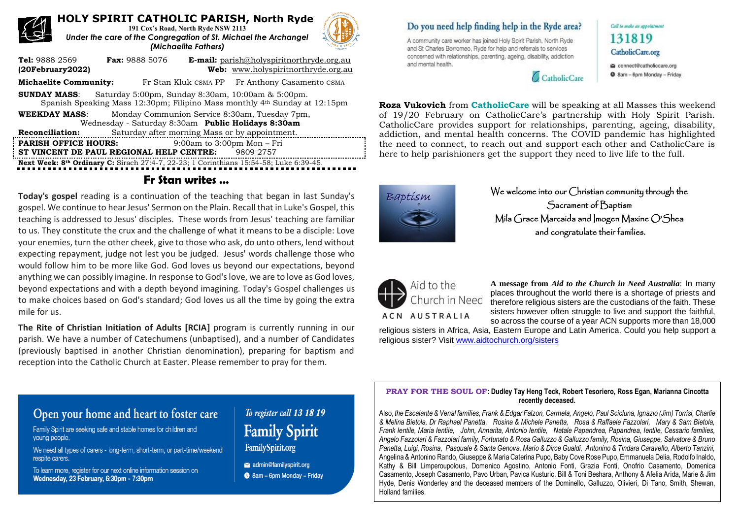# HOLY SPIRIT CATHOLIC PARISH, North Ryde

**191 Cox's Road, North Ryde NSW 2113**

*Under the care of the Congregation of St. Michael the Archangel (Michaelite Fathers)*

**Tel:** 9888 2569 **Fax:** 9888 5076 **E-mail:** parish@holyspiritnorthryde.org.au

**(20February2022)** **Web:** www.holyspiritnorthryde.org.au

**Michaelite Community:** Fr Stan Kluk CSMA PP Fr Anthony Casamento CSMA

**SUNDAY MASS**: Saturday 5:00pm, Sunday 8:30am, 10:00am & 5:00pm. Spanish Speaking Mass 12:30pm; Filipino Mass monthly 4th Sunday at 12:15pm

**WEEKDAY MASS**: Monday Communion Service 8:30am, Tuesday 7pm, Wednesday - Saturday 8:30am **Public Holidays 8:30am**

**Reconciliation:** Saturday after morning Mass or by appointment.

**PARISH OFFICE HOURS:** 9:00am to 3:00pm Mon – Fri

**ST VINCENT DE PAUL REGIONAL HELP CENTRE:** 9809 2757

**Next Week: 8th Ordinary C:** Sirach 27:4-7, 22-23; 1 Corinthians 15:54-58; Luke 6:39-45.

## Fr Stan writes …

**Today's gospel** reading is a continuation of the teaching that began in last Sunday's gospel. We continue to hear Jesus' Sermon on the Plain. Recall that in Luke's Gospel, this teaching is addressed to Jesus' disciples. These words from Jesus' teaching are familiar to us. They constitute the crux and the challenge of what it means to be a disciple: Love your enemies, turn the other cheek, give to those who ask, do unto others, lend without expecting repayment, judge not lest you be judged. Jesus' words challenge those who would follow him to be more like God. God loves us beyond our expectations, beyond anything we can possibly imagine. In response to God's love, we are to love as God loves, beyond expectations and with a depth beyond imagining. Today's Gospel challenges us to make choices based on God's standard; God loves us all the time by going the extra mile for us.

**The Rite of Christian Initiation of Adults [RCIA]** program is currently running in our parish. We have a number of Catechumens (unbaptised), and a number of Candidates (previously baptised in another Christian denomination), preparing for baptism and reception into the Catholic Church at Easter. Please remember to pray for them.

## Open your home and heart to foster care

Family Spirit are seeking safe and stable homes for children and young people.

We need all types of carers - long-term, short-term, or part-time/weekend respite carers.

To learn more, register for our next online information session on **Wednesday, 23 February, 6:30pm - 7:30pm**

*To register call 13 18 19*

**Family Spirit**

FamilySpirit.org

admin@familyspirit.org

8am – 6pm Monday – Friday

## Do you need help finding help in the Ryde area?

A community care worker has joined Holy Spirit Parish, North Ryde and St Charles Borromeo, Ryde for help and referrals to services concerned with relationships, parenting, ageing, disability, addiction and mental health.

CatholicCare

*Call to make an appointment*

**131819**

CatholicCare.org

connect@catholiccare.org

8am – 6pm Monday – Friday

**Roza Vukovich** from **CatholicCare** will be speaking at all Masses this weekend of 19/20 February on CatholicCare's partnership with Holy Spirit Parish. CatholicCare provides support for relationships, parenting, ageing, disability, addiction, and mental health concerns. The COVID pandemic has highlighted the need to connect, to reach out and support each other and CatholicCare is here to help parishioners get the support they need to live life to the full.

*Baptism*

We welcome into our Christian community through the Sacrament of Baptism
Mila Grace Marcaida and Imogen Maxine O'Shea
and congratulate their families.

Aid to the Church in Need ACN AUSTRALIA

**A message from *Aid to the Church in Need Australia***: In many places throughout the world there is a shortage of priests and therefore religious sisters are the custodians of the faith. These sisters however often struggle to live and support the faithful, so across the course of a year ACN supports more than 18,000 religious sisters in Africa, Asia, Eastern Europe and Latin America. Could you help support a religious sister? Visit www.aidtochurch.org/sisters

**PRAY FOR THE SOUL OF: Dudley Tay Heng Teck, Robert Tesoriero, Ross Egan, Marianna Cincotta recently deceased.**

Also, *the Escalante & Venal families, Frank & Edgar Falzon, Carmela, Angelo, Paul Scicluna, Ignazio (Jim) Torrisi, Charlie & Melina Bietola, Dr Raphael Panetta, Rosina & Michele Panetta, Rosa & Raffaele Fazzolari, Mary & Sam Bietola, Frank Ientile, Maria Ientile, John, Annarita, Antonio Ientile, Natale Papandrea, Papandrea, Ientile, Cessario families, Angelo Fazzolari & Fazzolari family, Fortunato & Rosa Galluzzo & Galluzzo family, Rosina, Giuseppe, Salvatore & Bruno Panetta, Luigi, Rosina, Pasquale & Santa Genova, Mario & Dirce Gualdi, Antonino & Tindara Caravello, Alberto Tanzini,* Angelina & Antonino Rando, Giuseppe & Maria Caterina Pupo, Baby Cove Rose Pupo, Emmanuela Delia, Rodolfo Inaldo, Kathy & Bill Limperoupolous, Domenico Agostino, Antonio Fonti, Grazia Fonti, Onofrio Casamento, Domenica Casamento, Joseph Casamento, Pavo Urban, Pavica Kusturic, Bill & Toni Beshara, Anthony & Afelia Arida, Marie & Jim Hyde, Denis Wonderley and the deceased members of the Dominello, Galluzzo, Olivieri, Di Tano, Smith, Shewan, Holland families.